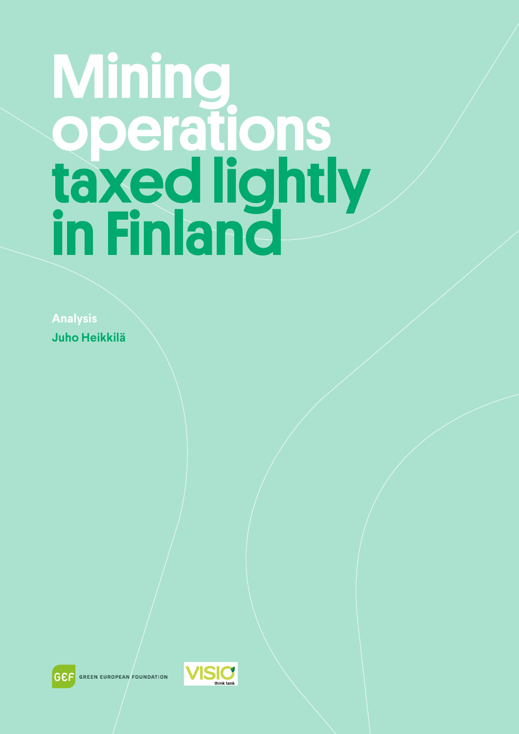# Mining operations taxed lightly in Finland

**Analysis**

**Juho Heikkilä**

GREEN EUROPEAN FOUNDATION

VISIO think tank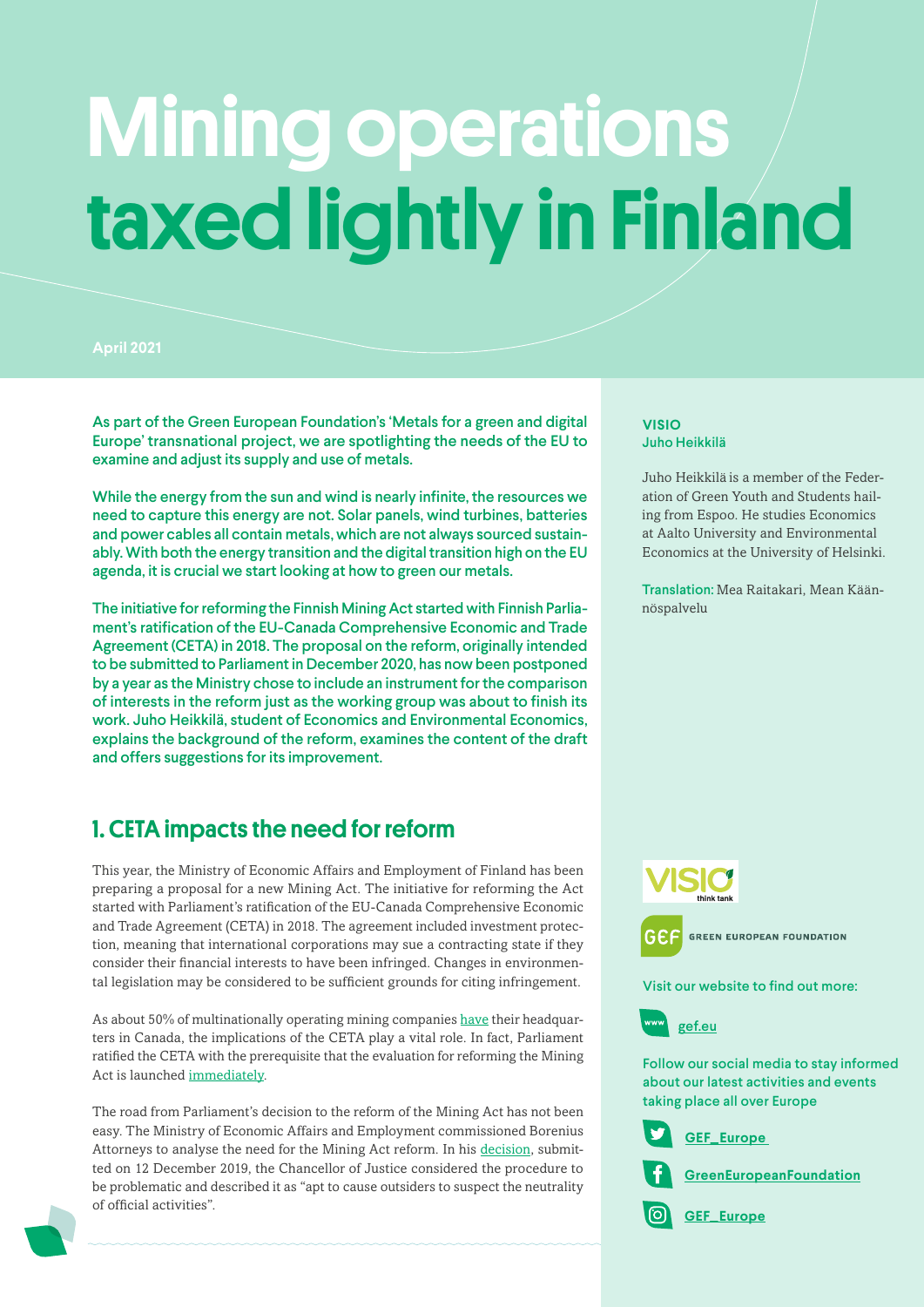# Mining operations taxed lightly in Finland

April 2021

**As part of the Green European Foundation's 'Metals for a green and digital Europe' transnational project, we are spotlighting the needs of the EU to examine and adjust its supply and use of metals.**

**While the energy from the sun and wind is nearly infinite, the resources we need to capture this energy are not. Solar panels, wind turbines, batteries and power cables all contain metals, which are not always sourced sustainably. With both the energy transition and the digital transition high on the EU agenda, it is crucial we start looking at how to green our metals.**

**The initiative for reforming the Finnish Mining Act started with Finnish Parliament's ratification of the EU-Canada Comprehensive Economic and Trade Agreement (CETA) in 2018. The proposal on the reform, originally intended to be submitted to Parliament in December 2020, has now been postponed by a year as the Ministry chose to include an instrument for the comparison of interests in the reform just as the working group was about to finish its work. Juho Heikkilä, student of Economics and Environmental Economics, explains the background of the reform, examines the content of the draft and offers suggestions for its improvement.**

## 1. CETA impacts the need for reform

This year, the Ministry of Economic Affairs and Employment of Finland has been preparing a proposal for a new Mining Act. The initiative for reforming the Act started with Parliament's ratification of the EU-Canada Comprehensive Economic and Trade Agreement (CETA) in 2018. The agreement included investment protection, meaning that international corporations may sue a contracting state if they consider their financial interests to have been infringed. Changes in environmental legislation may be considered to be sufficient grounds for citing infringement.

As about 50% of multinationally operating mining companies have their headquarters in Canada, the implications of the CETA play a vital role. In fact, Parliament ratified the CETA with the prerequisite that the evaluation for reforming the Mining Act is launched immediately.

The road from Parliament's decision to the reform of the Mining Act has not been easy. The Ministry of Economic Affairs and Employment commissioned Borenius Attorneys to analyse the need for the Mining Act reform. In his decision, submitted on 12 December 2019, the Chancellor of Justice considered the procedure to be problematic and described it as "apt to cause outsiders to suspect the neutrality of official activities".

**VISIO**
**Juho Heikkilä**

Juho Heikkilä is a member of the Federation of Green Youth and Students hailing from Espoo. He studies Economics at Aalto University and Environmental Economics at the University of Helsinki.

**Translation:** Mea Raitakari, Mean Käännöspalvelu

VISIO think tank

GREEN EUROPEAN FOUNDATION

Visit our website to find out more:

gef.eu

Follow our social media to stay informed about our latest activities and events taking place all over Europe

GEF_Europe

GreenEuropeanFoundation

GEF_Europe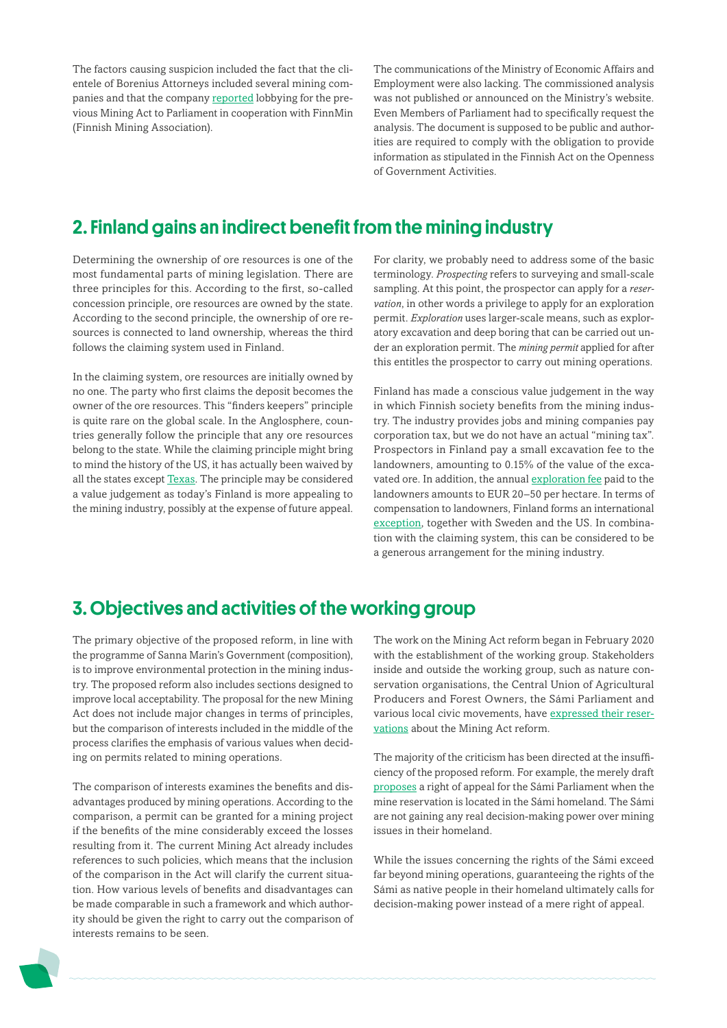The factors causing suspicion included the fact that the clientele of Borenius Attorneys included several mining companies and that the company reported lobbying for the previous Mining Act to Parliament in cooperation with FinnMin (Finnish Mining Association).

The communications of the Ministry of Economic Affairs and Employment were also lacking. The commissioned analysis was not published or announced on the Ministry's website. Even Members of Parliament had to specifically request the analysis. The document is supposed to be public and authorities are required to comply with the obligation to provide information as stipulated in the Finnish Act on the Openness of Government Activities.

## 2. Finland gains an indirect benefit from the mining industry

Determining the ownership of ore resources is one of the most fundamental parts of mining legislation. There are three principles for this. According to the first, so-called concession principle, ore resources are owned by the state. According to the second principle, the ownership of ore resources is connected to land ownership, whereas the third follows the claiming system used in Finland.

In the claiming system, ore resources are initially owned by no one. The party who first claims the deposit becomes the owner of the ore resources. This "finders keepers" principle is quite rare on the global scale. In the Anglosphere, countries generally follow the principle that any ore resources belong to the state. While the claiming principle might bring to mind the history of the US, it has actually been waived by all the states except Texas. The principle may be considered a value judgement as today's Finland is more appealing to the mining industry, possibly at the expense of future appeal.

For clarity, we probably need to address some of the basic terminology. *Prospecting* refers to surveying and small-scale sampling. At this point, the prospector can apply for a *reservation*, in other words a privilege to apply for an exploration permit. *Exploration* uses larger-scale means, such as exploratory excavation and deep boring that can be carried out under an exploration permit. The *mining permit* applied for after this entitles the prospector to carry out mining operations.

Finland has made a conscious value judgement in the way in which Finnish society benefits from the mining industry. The industry provides jobs and mining companies pay corporation tax, but we do not have an actual "mining tax". Prospectors in Finland pay a small excavation fee to the landowners, amounting to 0.15% of the value of the excavated ore. In addition, the annual exploration fee paid to the landowners amounts to EUR 20–50 per hectare. In terms of compensation to landowners, Finland forms an international exception, together with Sweden and the US. In combination with the claiming system, this can be considered to be a generous arrangement for the mining industry.

## 3. Objectives and activities of the working group

The primary objective of the proposed reform, in line with the programme of Sanna Marin's Government (composition), is to improve environmental protection in the mining industry. The proposed reform also includes sections designed to improve local acceptability. The proposal for the new Mining Act does not include major changes in terms of principles, but the comparison of interests included in the middle of the process clarifies the emphasis of various values when deciding on permits related to mining operations.

The comparison of interests examines the benefits and disadvantages produced by mining operations. According to the comparison, a permit can be granted for a mining project if the benefits of the mine considerably exceed the losses resulting from it. The current Mining Act already includes references to such policies, which means that the inclusion of the comparison in the Act will clarify the current situation. How various levels of benefits and disadvantages can be made comparable in such a framework and which authority should be given the right to carry out the comparison of interests remains to be seen.

The work on the Mining Act reform began in February 2020 with the establishment of the working group. Stakeholders inside and outside the working group, such as nature conservation organisations, the Central Union of Agricultural Producers and Forest Owners, the Sámi Parliament and various local civic movements, have expressed their reservations about the Mining Act reform.

The majority of the criticism has been directed at the insufficiency of the proposed reform. For example, the merely draft proposes a right of appeal for the Sámi Parliament when the mine reservation is located in the Sámi homeland. The Sámi are not gaining any real decision-making power over mining issues in their homeland.

While the issues concerning the rights of the Sámi exceed far beyond mining operations, guaranteeing the rights of the Sámi as native people in their homeland ultimately calls for decision-making power instead of a mere right of appeal.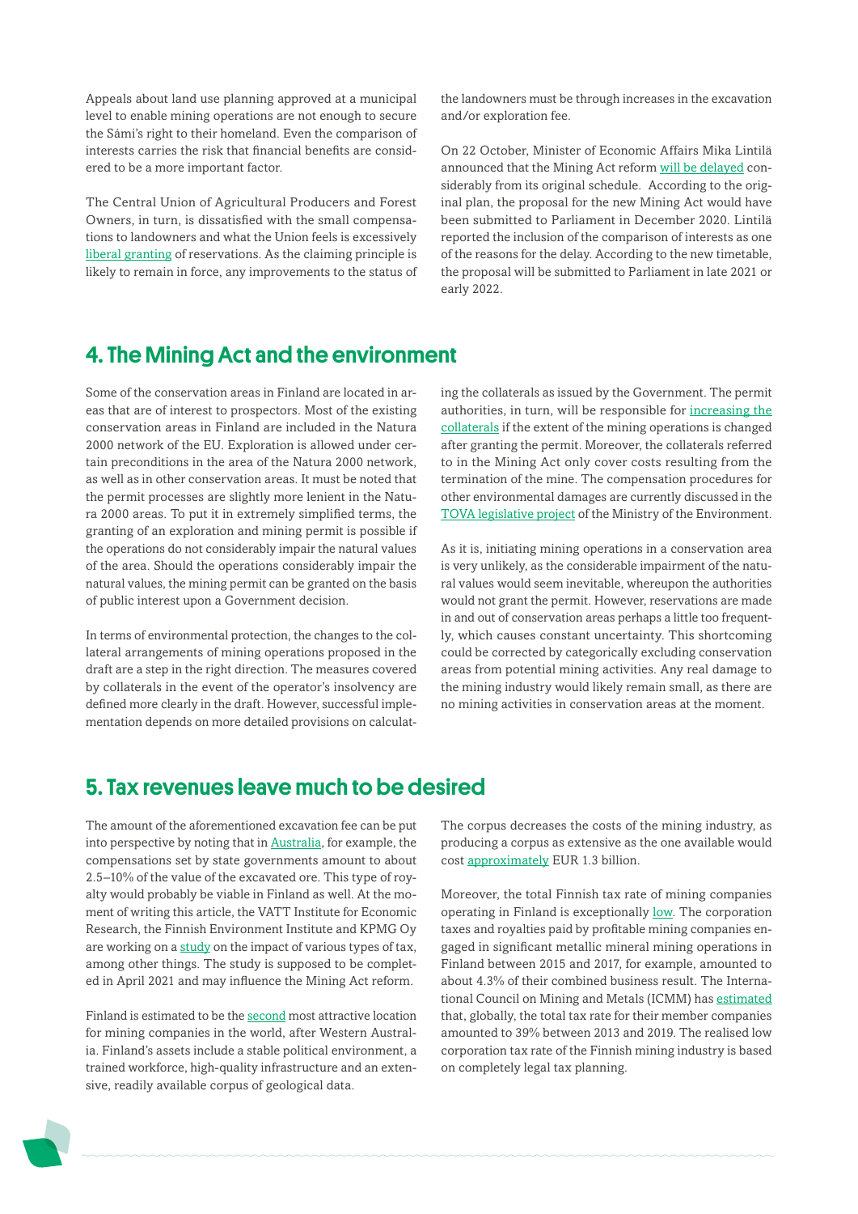Appeals about land use planning approved at a municipal level to enable mining operations are not enough to secure the Sámi's right to their homeland. Even the comparison of interests carries the risk that financial benefits are considered to be a more important factor.

The Central Union of Agricultural Producers and Forest Owners, in turn, is dissatisfied with the small compensations to landowners and what the Union feels is excessively liberal granting of reservations. As the claiming principle is likely to remain in force, any improvements to the status of the landowners must be through increases in the excavation and/or exploration fee.

On 22 October, Minister of Economic Affairs Mika Lintilä announced that the Mining Act reform will be delayed considerably from its original schedule. According to the original plan, the proposal for the new Mining Act would have been submitted to Parliament in December 2020. Lintilä reported the inclusion of the comparison of interests as one of the reasons for the delay. According to the new timetable, the proposal will be submitted to Parliament in late 2021 or early 2022.

## 4. The Mining Act and the environment

Some of the conservation areas in Finland are located in areas that are of interest to prospectors. Most of the existing conservation areas in Finland are included in the Natura 2000 network of the EU. Exploration is allowed under certain preconditions in the area of the Natura 2000 network, as well as in other conservation areas. It must be noted that the permit processes are slightly more lenient in the Natura 2000 areas. To put it in extremely simplified terms, the granting of an exploration and mining permit is possible if the operations do not considerably impair the natural values of the area. Should the operations considerably impair the natural values, the mining permit can be granted on the basis of public interest upon a Government decision.

In terms of environmental protection, the changes to the collateral arrangements of mining operations proposed in the draft are a step in the right direction. The measures covered by collaterals in the event of the operator's insolvency are defined more clearly in the draft. However, successful implementation depends on more detailed provisions on calculating the collaterals as issued by the Government. The permit authorities, in turn, will be responsible for increasing the collaterals if the extent of the mining operations is changed after granting the permit. Moreover, the collaterals referred to in the Mining Act only cover costs resulting from the termination of the mine. The compensation procedures for other environmental damages are currently discussed in the TOVA legislative project of the Ministry of the Environment.

As it is, initiating mining operations in a conservation area is very unlikely, as the considerable impairment of the natural values would seem inevitable, whereupon the authorities would not grant the permit. However, reservations are made in and out of conservation areas perhaps a little too frequently, which causes constant uncertainty. This shortcoming could be corrected by categorically excluding conservation areas from potential mining activities. Any real damage to the mining industry would likely remain small, as there are no mining activities in conservation areas at the moment.

## 5. Tax revenues leave much to be desired

The amount of the aforementioned excavation fee can be put into perspective by noting that in Australia, for example, the compensations set by state governments amount to about 2.5–10% of the value of the excavated ore. This type of royalty would probably be viable in Finland as well. At the moment of writing this article, the VATT Institute for Economic Research, the Finnish Environment Institute and KPMG Oy are working on a study on the impact of various types of tax, among other things. The study is supposed to be completed in April 2021 and may influence the Mining Act reform.

Finland is estimated to be the second most attractive location for mining companies in the world, after Western Australia. Finland's assets include a stable political environment, a trained workforce, high-quality infrastructure and an extensive, readily available corpus of geological data. The corpus decreases the costs of the mining industry, as producing a corpus as extensive as the one available would cost approximately EUR 1.3 billion.

Moreover, the total Finnish tax rate of mining companies operating in Finland is exceptionally low. The corporation taxes and royalties paid by profitable mining companies engaged in significant metallic mineral mining operations in Finland between 2015 and 2017, for example, amounted to about 4.3% of their combined business result. The International Council on Mining and Metals (ICMM) has estimated that, globally, the total tax rate for their member companies amounted to 39% between 2013 and 2019. The realised low corporation tax rate of the Finnish mining industry is based on completely legal tax planning.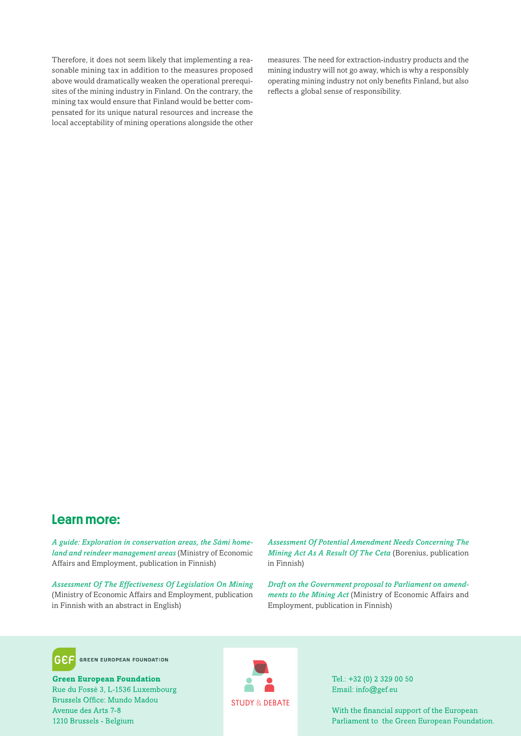Therefore, it does not seem likely that implementing a reasonable mining tax in addition to the measures proposed above would dramatically weaken the operational prerequisites of the mining industry in Finland. On the contrary, the mining tax would ensure that Finland would be better compensated for its unique natural resources and increase the local acceptability of mining operations alongside the other measures. The need for extraction-industry products and the mining industry will not go away, which is why a responsibly operating mining industry not only benefits Finland, but also reflects a global sense of responsibility.

## Learn more:

*A guide: Exploration in conservation areas, the Sámi homeland and reindeer management areas* (Ministry of Economic Affairs and Employment, publication in Finnish)

*Assessment Of The Effectiveness Of Legislation On Mining* (Ministry of Economic Affairs and Employment, publication in Finnish with an abstract in English)

*Assessment Of Potential Amendment Needs Concerning The Mining Act As A Result Of The Ceta* (Borenius, publication in Finnish)

*Draft on the Government proposal to Parliament on amendments to the Mining Act* (Ministry of Economic Affairs and Employment, publication in Finnish)

GEF GREEN EUROPEAN FOUNDATION

**Green European Foundation**
Rue du Fossé 3, L-1536 Luxembourg
Brussels Office: Mundo Madou
Avenue des Arts 7-8
1210 Brussels - Belgium

STUDY & DEBATE

Tel.: +32 (0) 2 329 00 50
Email: info@gef.eu

With the financial support of the European Parliament to the Green European Foundation.